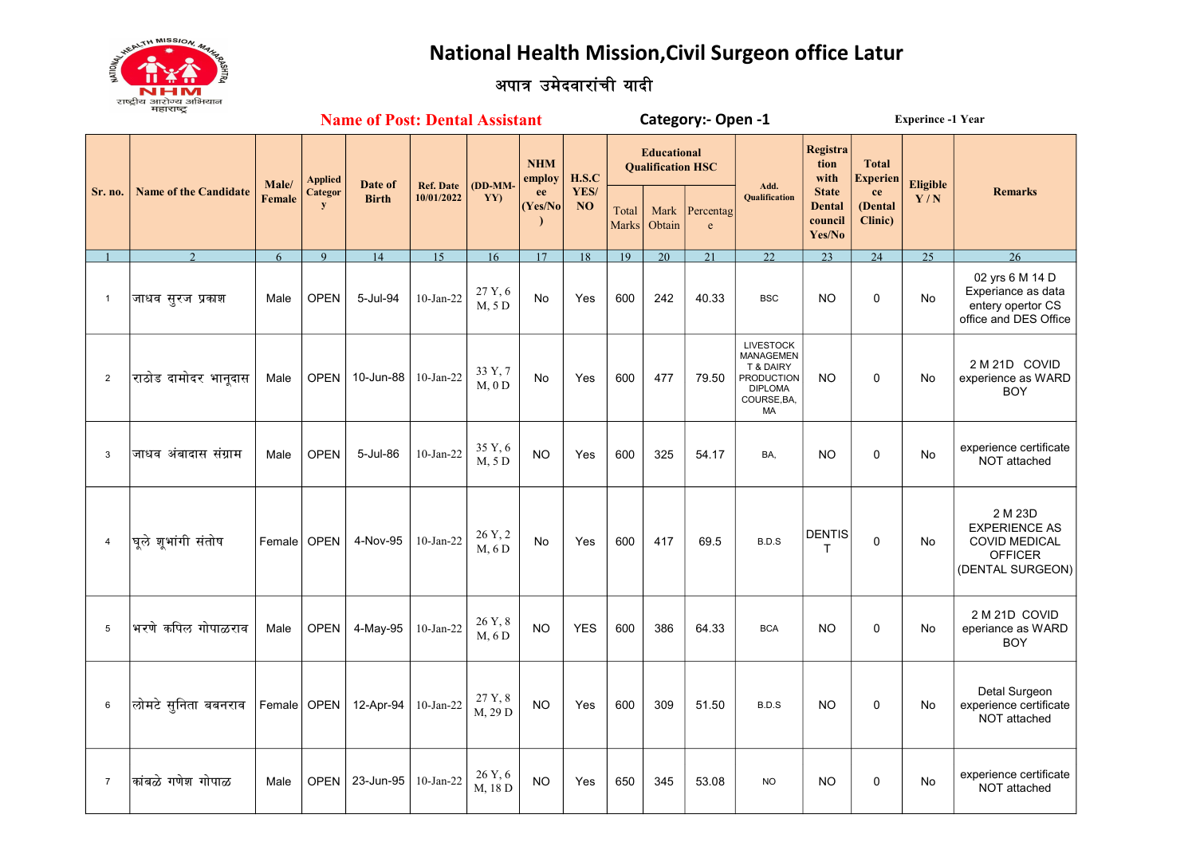# National Health Mission,Civil Surgeon office Latur

## अपात्र उमेदवारांची यादी

**Name of Post: Dental Assistant** **Category:- Open -1** **Experince -1 Year**

| Sr. no. | Name of the Candidate | Male/ Female | Applied Category | Date of Birth | Ref. Date 10/01/2022 | (DD-MM-YY) | NHM employee (Yes/No) | H.S.C YES/ NO | Educational Qualification HSC | | | Add. Qualification | Registration with State Dental council Yes/No | Total Experience (Dental Clinic) | Eligible Y / N | Remarks |
|---|---|---|---|---|---|---|---|---|---|---|---|---|---|---|---|---|
| | | | | | | | | | Total Marks | Mark Obtain | Percentage | | | | | |
| 1 | 2 | 6 | 9 | 14 | 15 | 16 | 17 | 18 | 19 | 20 | 21 | 22 | 23 | 24 | 25 | 26 |
| 1 | जाधव सुरज प्रकाश | Male | OPEN | 5-Jul-94 | 10-Jan-22 | 27 Y, 6 M, 5 D | No | Yes | 600 | 242 | 40.33 | BSC | NO | 0 | No | 02 yrs 6 M 14 D Experiance as data entery opertor CS office and DES Office |
| 2 | राठोड दामोदर भानूदास | Male | OPEN | 10-Jun-88 | 10-Jan-22 | 33 Y, 7 M, 0 D | No | Yes | 600 | 477 | 79.50 | LIVESTOCK MANAGEMENT & DAIRY PRODUCTION DIPLOMA COURSE,BA, MA | NO | 0 | No | 2 M 21D COVID experience as WARD BOY |
| 3 | जाधव अंबादास संग्राम | Male | OPEN | 5-Jul-86 | 10-Jan-22 | 35 Y, 6 M, 5 D | NO | Yes | 600 | 325 | 54.17 | BA, | NO | 0 | No | experience certificate NOT attached |
| 4 | घूले शूभांगी संतोष | Female | OPEN | 4-Nov-95 | 10-Jan-22 | 26 Y, 2 M, 6 D | No | Yes | 600 | 417 | 69.5 | B.D.S | DENTIST | 0 | No | 2 M 23D EXPERIENCE AS COVID MEDICAL OFFICER (DENTAL SURGEON) |
| 5 | भरणे कपिल गोपाळराव | Male | OPEN | 4-May-95 | 10-Jan-22 | 26 Y, 8 M, 6 D | NO | YES | 600 | 386 | 64.33 | BCA | NO | 0 | No | 2 M 21D COVID eperiance as WARD BOY |
| 6 | लोमटे सुनिता बबनराव | Female | OPEN | 12-Apr-94 | 10-Jan-22 | 27 Y, 8 M, 29 D | NO | Yes | 600 | 309 | 51.50 | B.D.S | NO | 0 | No | Detal Surgeon experience certificate NOT attached |
| 7 | कांबळे गणेश गोपाळ | Male | OPEN | 23-Jun-95 | 10-Jan-22 | 26 Y, 6 M, 18 D | NO | Yes | 650 | 345 | 53.08 | NO | NO | 0 | No | experience certificate NOT attached |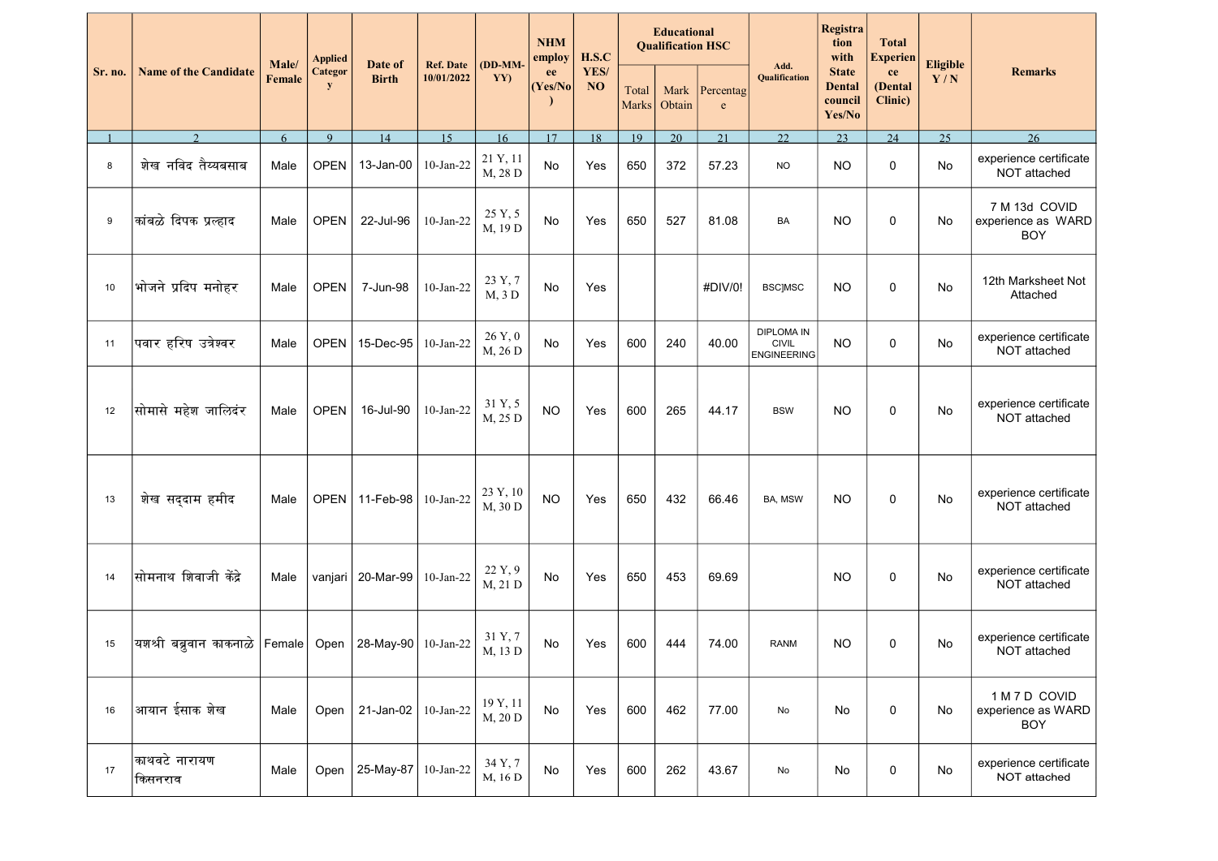| Sr. no. | Name of the Candidate | Male/ Female | Applied Category | Date of Birth | Ref. Date 10/01/2022 | (DD-MM-YY) | NHM employee (Yes/No) | H.S.C YES/ NO | Educational Qualification HSC | | | Add. Qualification | Registration with State Dental council Yes/No | Total Experience (Dental Clinic) | Eligible Y / N | Remarks |
|---|---|---|---|---|---|---|---|---|---|---|---|---|---|---|---|---|
| | | | | | | | | | Total Marks | Mark Obtain | Percentage | | | | | |
| 1 | 2 | 6 | 9 | 14 | 15 | 16 | 17 | 18 | 19 | 20 | 21 | 22 | 23 | 24 | 25 | 26 |
| 8 | शेख नविद तैय्यबसाब | Male | OPEN | 13-Jan-00 | 10-Jan-22 | 21 Y, 11 M, 28 D | No | Yes | 650 | 372 | 57.23 | NO | NO | 0 | No | experience certificate NOT attached |
| 9 | कांबळे दिपक प्रल्हाद | Male | OPEN | 22-Jul-96 | 10-Jan-22 | 25 Y, 5 M, 19 D | No | Yes | 650 | 527 | 81.08 | BA | NO | 0 | No | 7 M 13d COVID experience as WARD BOY |
| 10 | भोजने प्रदिप मनोहर | Male | OPEN | 7-Jun-98 | 10-Jan-22 | 23 Y, 7 M, 3 D | No | Yes | | | #DIV/0! | BSC]MSC | NO | 0 | No | 12th Marksheet Not Attached |
| 11 | पवार हरिष उत्रेश्वर | Male | OPEN | 15-Dec-95 | 10-Jan-22 | 26 Y, 0 M, 26 D | No | Yes | 600 | 240 | 40.00 | DIPLOMA IN CIVIL ENGINEERING | NO | 0 | No | experience certificate NOT attached |
| 12 | सोमासे महेश जालिदंर | Male | OPEN | 16-Jul-90 | 10-Jan-22 | 31 Y, 5 M, 25 D | NO | Yes | 600 | 265 | 44.17 | BSW | NO | 0 | No | experience certificate NOT attached |
| 13 | शेख सद्दाम हमीद | Male | OPEN | 11-Feb-98 | 10-Jan-22 | 23 Y, 10 M, 30 D | NO | Yes | 650 | 432 | 66.46 | BA, MSW | NO | 0 | No | experience certificate NOT attached |
| 14 | सोमनाथ शिवाजी केंद्रे | Male | vanjari | 20-Mar-99 | 10-Jan-22 | 22 Y, 9 M, 21 D | No | Yes | 650 | 453 | 69.69 | | NO | 0 | No | experience certificate NOT attached |
| 15 | यशश्री बब्रुवान काकनाळे | Female | Open | 28-May-90 | 10-Jan-22 | 31 Y, 7 M, 13 D | No | Yes | 600 | 444 | 74.00 | RANM | NO | 0 | No | experience certificate NOT attached |
| 16 | आयान ईसाक शेख | Male | Open | 21-Jan-02 | 10-Jan-22 | 19 Y, 11 M, 20 D | No | Yes | 600 | 462 | 77.00 | No | No | 0 | No | 1 M 7 D COVID experience as WARD BOY |
| 17 | काथवटे नारायण किसनराव | Male | Open | 25-May-87 | 10-Jan-22 | 34 Y, 7 M, 16 D | No | Yes | 600 | 262 | 43.67 | No | No | 0 | No | experience certificate NOT attached |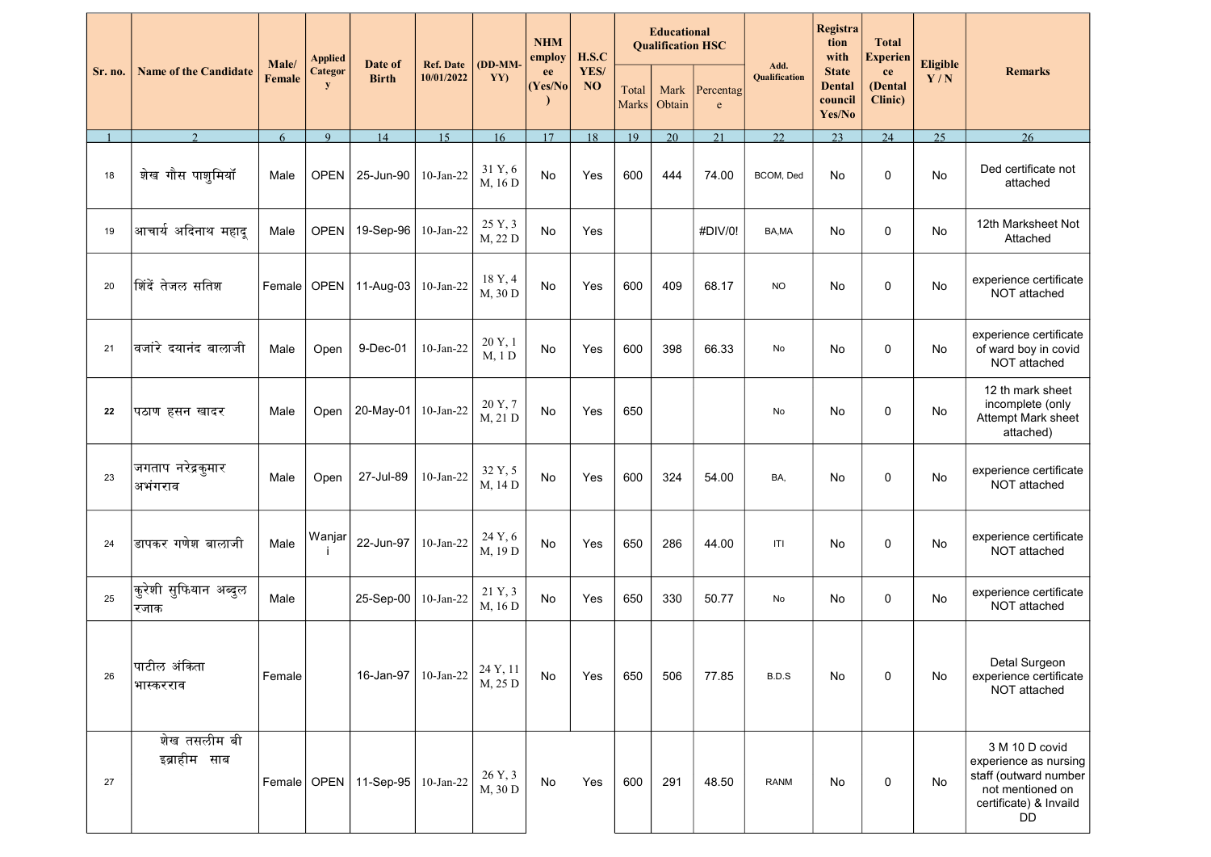| Sr. no. | Name of the Candidate | Male/ Female | Applied Category | Date of Birth | Ref. Date 10/01/2022 | (DD-MM-YY) | NHM employee (Yes/No) | H.S.C YES/ NO | Educational Qualification HSC | | | Add. Qualification | Registration with State Dental council Yes/No | Total Experience (Dental Clinic) | Eligible Y / N | Remarks |
|---|---|---|---|---|---|---|---|---|---|---|---|---|---|---|---|---|
| | | | | | | | | | Total Marks | Mark Obtain | Percentage | | | | | |
| 1 | 2 | 6 | 9 | 14 | 15 | 16 | 17 | 18 | 19 | 20 | 21 | 22 | 23 | 24 | 25 | 26 |
| 18 | शेख गौस पाशुमियाँ | Male | OPEN | 25-Jun-90 | 10-Jan-22 | 31 Y, 6 M, 16 D | No | Yes | 600 | 444 | 74.00 | BCOM, Ded | No | 0 | No | Ded certificate not attached |
| 19 | आचार्य अदिनाथ महादू | Male | OPEN | 19-Sep-96 | 10-Jan-22 | 25 Y, 3 M, 22 D | No | Yes | | | #DIV/0! | BA,MA | No | 0 | No | 12th Marksheet Not Attached |
| 20 | शिंदें तेजल सतिश | Female | OPEN | 11-Aug-03 | 10-Jan-22 | 18 Y, 4 M, 30 D | No | Yes | 600 | 409 | 68.17 | NO | No | 0 | No | experience certificate NOT attached |
| 21 | वजांरे दयानंद बालाजी | Male | Open | 9-Dec-01 | 10-Jan-22 | 20 Y, 1 M, 1 D | No | Yes | 600 | 398 | 66.33 | No | No | 0 | No | experience certificate of ward boy in covid NOT attached |
| 22 | पठाण हसन खादर | Male | Open | 20-May-01 | 10-Jan-22 | 20 Y, 7 M, 21 D | No | Yes | 650 | | | No | No | 0 | No | 12 th mark sheet incomplete (only Attempt Mark sheet attached) |
| 23 | जगताप नरेंद्रकुमार अभंगराव | Male | Open | 27-Jul-89 | 10-Jan-22 | 32 Y, 5 M, 14 D | No | Yes | 600 | 324 | 54.00 | BA, | No | 0 | No | experience certificate NOT attached |
| 24 | डापकर गणेश बालाजी | Male | Wanjari | 22-Jun-97 | 10-Jan-22 | 24 Y, 6 M, 19 D | No | Yes | 650 | 286 | 44.00 | ITI | No | 0 | No | experience certificate NOT attached |
| 25 | कुरेशी सुफियान अब्दुल रजाक | Male | | 25-Sep-00 | 10-Jan-22 | 21 Y, 3 M, 16 D | No | Yes | 650 | 330 | 50.77 | No | No | 0 | No | experience certificate NOT attached |
| 26 | पाटील अंकिता भास्करराव | Female | | 16-Jan-97 | 10-Jan-22 | 24 Y, 11 M, 25 D | No | Yes | 650 | 506 | 77.85 | B.D.S | No | 0 | No | Detal Surgeon experience certificate NOT attached |
| 27 | शेख तसलीम बी इब्राहीम साब | Female | OPEN | 11-Sep-95 | 10-Jan-22 | 26 Y, 3 M, 30 D | No | Yes | 600 | 291 | 48.50 | RANM | No | 0 | No | 3 M 10 D covid experience as nursing staff (outward number not mentioned on certificate) & Invaild DD |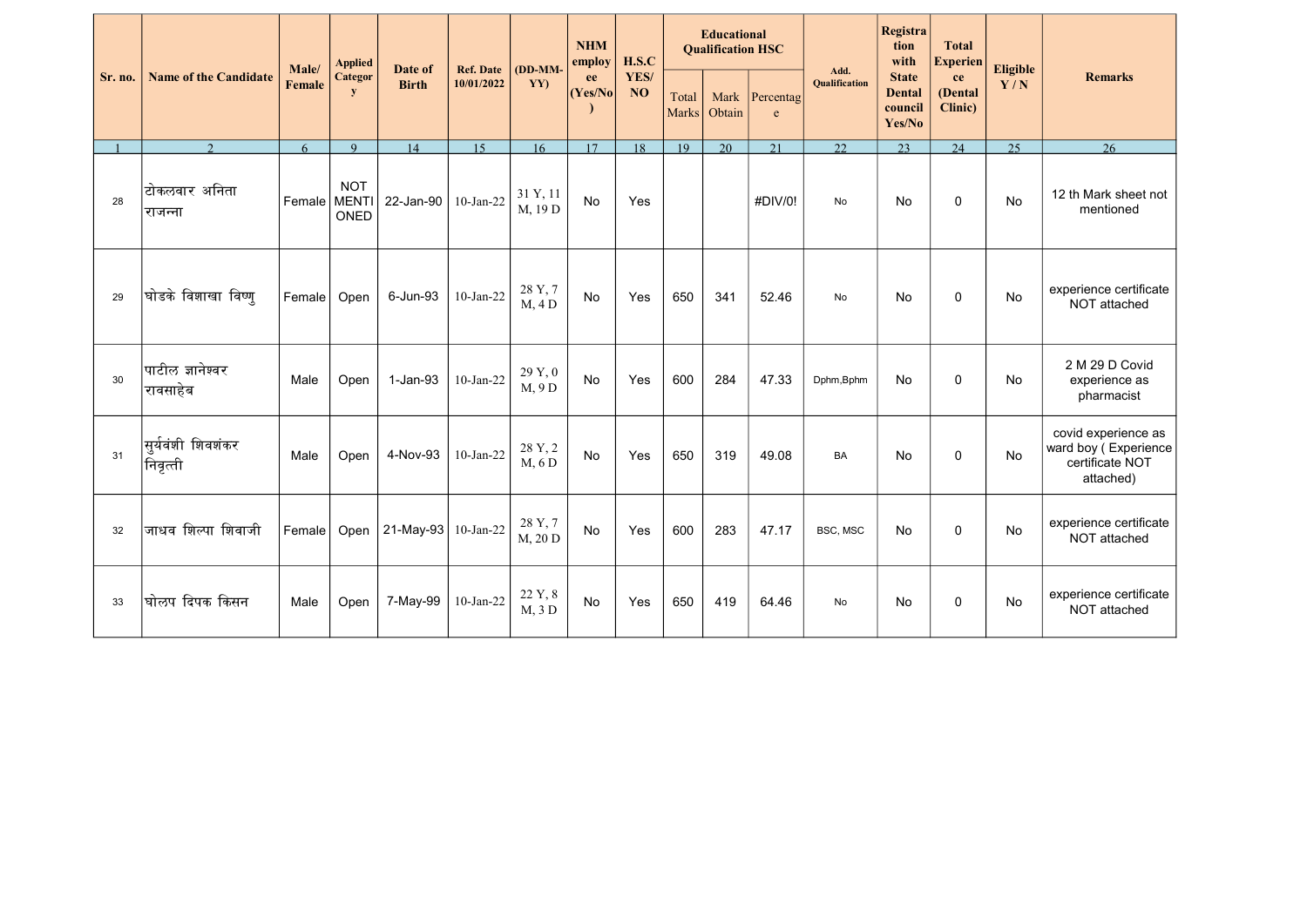| Sr. no. | Name of the Candidate | Male/ Female | Applied Category | Date of Birth | Ref. Date 10/01/2022 | (DD-MM-YY) | NHM employee (Yes/No) | H.S.C YES/ NO | Educational Qualification HSC | | | Add. Qualification | Registration with State Dental council Yes/No | Total Experience (Dental Clinic) | Eligible Y / N | Remarks |
|---|---|---|---|---|---|---|---|---|---|---|---|---|---|---|---|---|
| | | | | | | | | | Total Marks | Mark Obtain | Percentage | | | | | |
| 1 | 2 | 6 | 9 | 14 | 15 | 16 | 17 | 18 | 19 | 20 | 21 | 22 | 23 | 24 | 25 | 26 |
| 28 | टोकलवार अनिता राजन्ना | Female | NOT MENTIONED | 22-Jan-90 | 10-Jan-22 | 31 Y, 11 M, 19 D | No | Yes | | | #DIV/0! | No | No | 0 | No | 12 th Mark sheet not mentioned |
| 29 | घोडके विशाखा विष्णु | Female | Open | 6-Jun-93 | 10-Jan-22 | 28 Y, 7 M, 4 D | No | Yes | 650 | 341 | 52.46 | No | No | 0 | No | experience certificate NOT attached |
| 30 | पाटील ज्ञानेश्वर रावसाहेब | Male | Open | 1-Jan-93 | 10-Jan-22 | 29 Y, 0 M, 9 D | No | Yes | 600 | 284 | 47.33 | Dphm,Bphm | No | 0 | No | 2 M 29 D Covid experience as pharmacist |
| 31 | सुर्यवंशी शिवशंकर निवृत्ती | Male | Open | 4-Nov-93 | 10-Jan-22 | 28 Y, 2 M, 6 D | No | Yes | 650 | 319 | 49.08 | BA | No | 0 | No | covid experience as ward boy ( Experience certificate NOT attached) |
| 32 | जाधव शिल्पा शिवाजी | Female | Open | 21-May-93 | 10-Jan-22 | 28 Y, 7 M, 20 D | No | Yes | 600 | 283 | 47.17 | BSC, MSC | No | 0 | No | experience certificate NOT attached |
| 33 | घोलप दिपक किसन | Male | Open | 7-May-99 | 10-Jan-22 | 22 Y, 8 M, 3 D | No | Yes | 650 | 419 | 64.46 | No | No | 0 | No | experience certificate NOT attached |